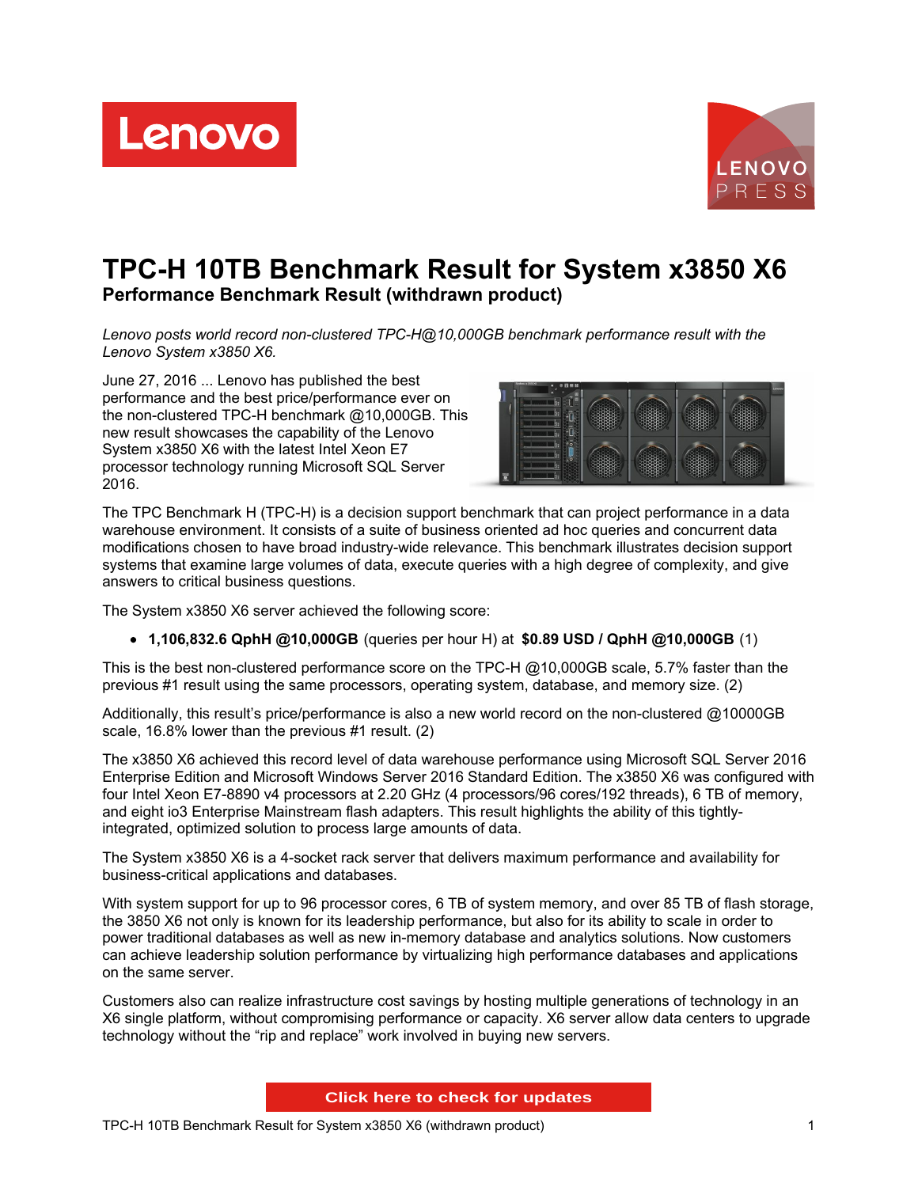# TPC-H 10TB Benchmark Result for System x3850 X6

## Performance Benchmark Result (withdrawn product)

*Lenovo posts world record non-clustered TPC-H@10,000GB benchmark performance result with the Lenovo System x3850 X6.*

June 27, 2016 ... Lenovo has published the best performance and the best price/performance ever on the non-clustered TPC-H benchmark @10,000GB. This new result showcases the capability of the Lenovo System x3850 X6 with the latest Intel Xeon E7 processor technology running Microsoft SQL Server 2016.

The TPC Benchmark H (TPC-H) is a decision support benchmark that can project performance in a data warehouse environment. It consists of a suite of business oriented ad hoc queries and concurrent data modifications chosen to have broad industry-wide relevance. This benchmark illustrates decision support systems that examine large volumes of data, execute queries with a high degree of complexity, and give answers to critical business questions.

The System x3850 X6 server achieved the following score:

- **1,106,832.6 QphH @10,000GB** (queries per hour H) at **$0.89 USD / QphH @10,000GB** (1)

This is the best non-clustered performance score on the TPC-H @10,000GB scale, 5.7% faster than the previous #1 result using the same processors, operating system, database, and memory size. (2)

Additionally, this result's price/performance is also a new world record on the non-clustered @10000GB scale, 16.8% lower than the previous #1 result. (2)

The x3850 X6 achieved this record level of data warehouse performance using Microsoft SQL Server 2016 Enterprise Edition and Microsoft Windows Server 2016 Standard Edition. The x3850 X6 was configured with four Intel Xeon E7-8890 v4 processors at 2.20 GHz (4 processors/96 cores/192 threads), 6 TB of memory, and eight io3 Enterprise Mainstream flash adapters. This result highlights the ability of this tightly-integrated, optimized solution to process large amounts of data.

The System x3850 X6 is a 4-socket rack server that delivers maximum performance and availability for business-critical applications and databases.

With system support for up to 96 processor cores, 6 TB of system memory, and over 85 TB of flash storage, the 3850 X6 not only is known for its leadership performance, but also for its ability to scale in order to power traditional databases as well as new in-memory database and analytics solutions. Now customers can achieve leadership solution performance by virtualizing high performance databases and applications on the same server.

Customers also can realize infrastructure cost savings by hosting multiple generations of technology in an X6 single platform, without compromising performance or capacity. X6 server allow data centers to upgrade technology without the "rip and replace" work involved in buying new servers.

Click here to check for updates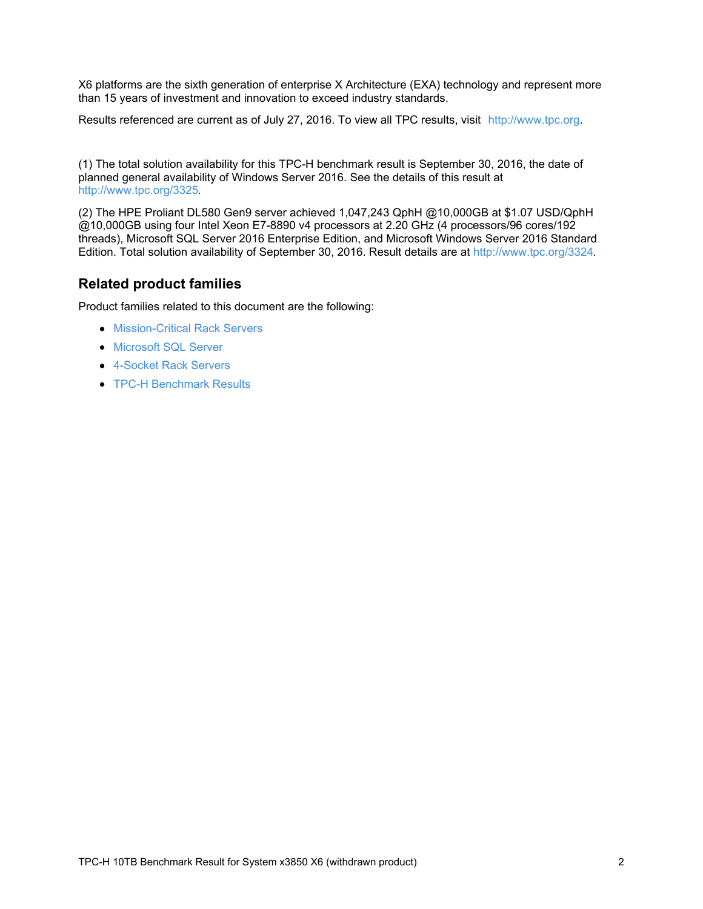X6 platforms are the sixth generation of enterprise X Architecture (EXA) technology and represent more than 15 years of investment and innovation to exceed industry standards.

Results referenced are current as of July 27, 2016. To view all TPC results, visit http://www.tpc.org.

(1) The total solution availability for this TPC-H benchmark result is September 30, 2016, the date of planned general availability of Windows Server 2016. See the details of this result at http://www.tpc.org/3325.

(2) The HPE Proliant DL580 Gen9 server achieved 1,047,243 QphH @10,000GB at $1.07 USD/QphH @10,000GB using four Intel Xeon E7-8890 v4 processors at 2.20 GHz (4 processors/96 cores/192 threads), Microsoft SQL Server 2016 Enterprise Edition, and Microsoft Windows Server 2016 Standard Edition. Total solution availability of September 30, 2016. Result details are at http://www.tpc.org/3324.

## Related product families

Product families related to this document are the following:

- Mission-Critical Rack Servers
- Microsoft SQL Server
- 4-Socket Rack Servers
- TPC-H Benchmark Results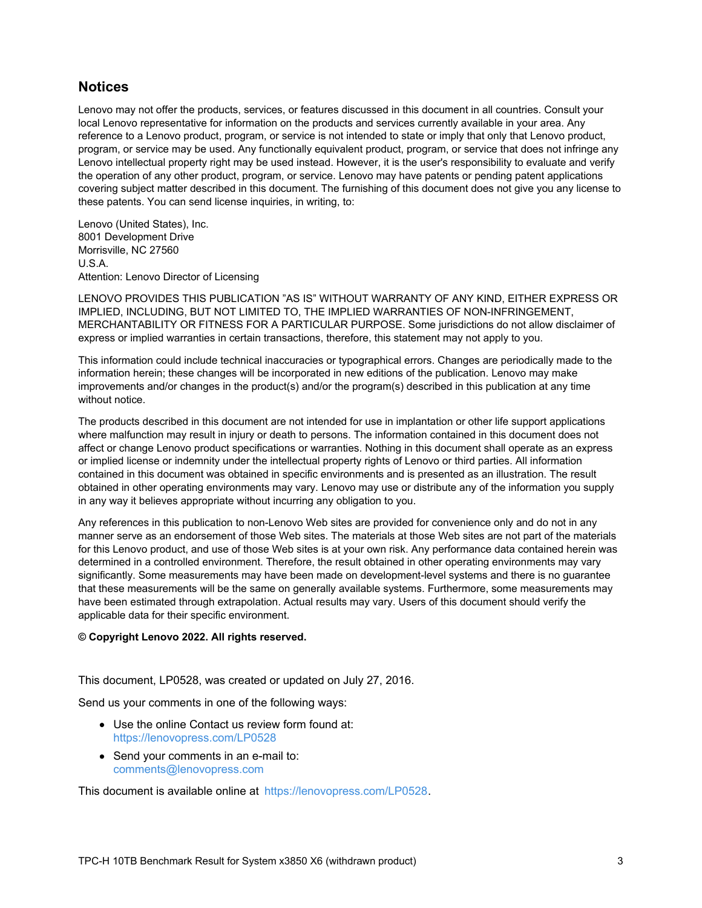## Notices

Lenovo may not offer the products, services, or features discussed in this document in all countries. Consult your local Lenovo representative for information on the products and services currently available in your area. Any reference to a Lenovo product, program, or service is not intended to state or imply that only that Lenovo product, program, or service may be used. Any functionally equivalent product, program, or service that does not infringe any Lenovo intellectual property right may be used instead. However, it is the user's responsibility to evaluate and verify the operation of any other product, program, or service. Lenovo may have patents or pending patent applications covering subject matter described in this document. The furnishing of this document does not give you any license to these patents. You can send license inquiries, in writing, to:

Lenovo (United States), Inc.
8001 Development Drive
Morrisville, NC 27560
U.S.A.
Attention: Lenovo Director of Licensing

LENOVO PROVIDES THIS PUBLICATION "AS IS" WITHOUT WARRANTY OF ANY KIND, EITHER EXPRESS OR IMPLIED, INCLUDING, BUT NOT LIMITED TO, THE IMPLIED WARRANTIES OF NON-INFRINGEMENT, MERCHANTABILITY OR FITNESS FOR A PARTICULAR PURPOSE. Some jurisdictions do not allow disclaimer of express or implied warranties in certain transactions, therefore, this statement may not apply to you.

This information could include technical inaccuracies or typographical errors. Changes are periodically made to the information herein; these changes will be incorporated in new editions of the publication. Lenovo may make improvements and/or changes in the product(s) and/or the program(s) described in this publication at any time without notice.

The products described in this document are not intended for use in implantation or other life support applications where malfunction may result in injury or death to persons. The information contained in this document does not affect or change Lenovo product specifications or warranties. Nothing in this document shall operate as an express or implied license or indemnity under the intellectual property rights of Lenovo or third parties. All information contained in this document was obtained in specific environments and is presented as an illustration. The result obtained in other operating environments may vary. Lenovo may use or distribute any of the information you supply in any way it believes appropriate without incurring any obligation to you.

Any references in this publication to non-Lenovo Web sites are provided for convenience only and do not in any manner serve as an endorsement of those Web sites. The materials at those Web sites are not part of the materials for this Lenovo product, and use of those Web sites is at your own risk. Any performance data contained herein was determined in a controlled environment. Therefore, the result obtained in other operating environments may vary significantly. Some measurements may have been made on development-level systems and there is no guarantee that these measurements will be the same on generally available systems. Furthermore, some measurements may have been estimated through extrapolation. Actual results may vary. Users of this document should verify the applicable data for their specific environment.

**© Copyright Lenovo 2022. All rights reserved.**

This document, LP0528, was created or updated on July 27, 2016.

Send us your comments in one of the following ways:

- Use the online Contact us review form found at:
  https://lenovopress.com/LP0528
- Send your comments in an e-mail to:
  comments@lenovopress.com

This document is available online at https://lenovopress.com/LP0528.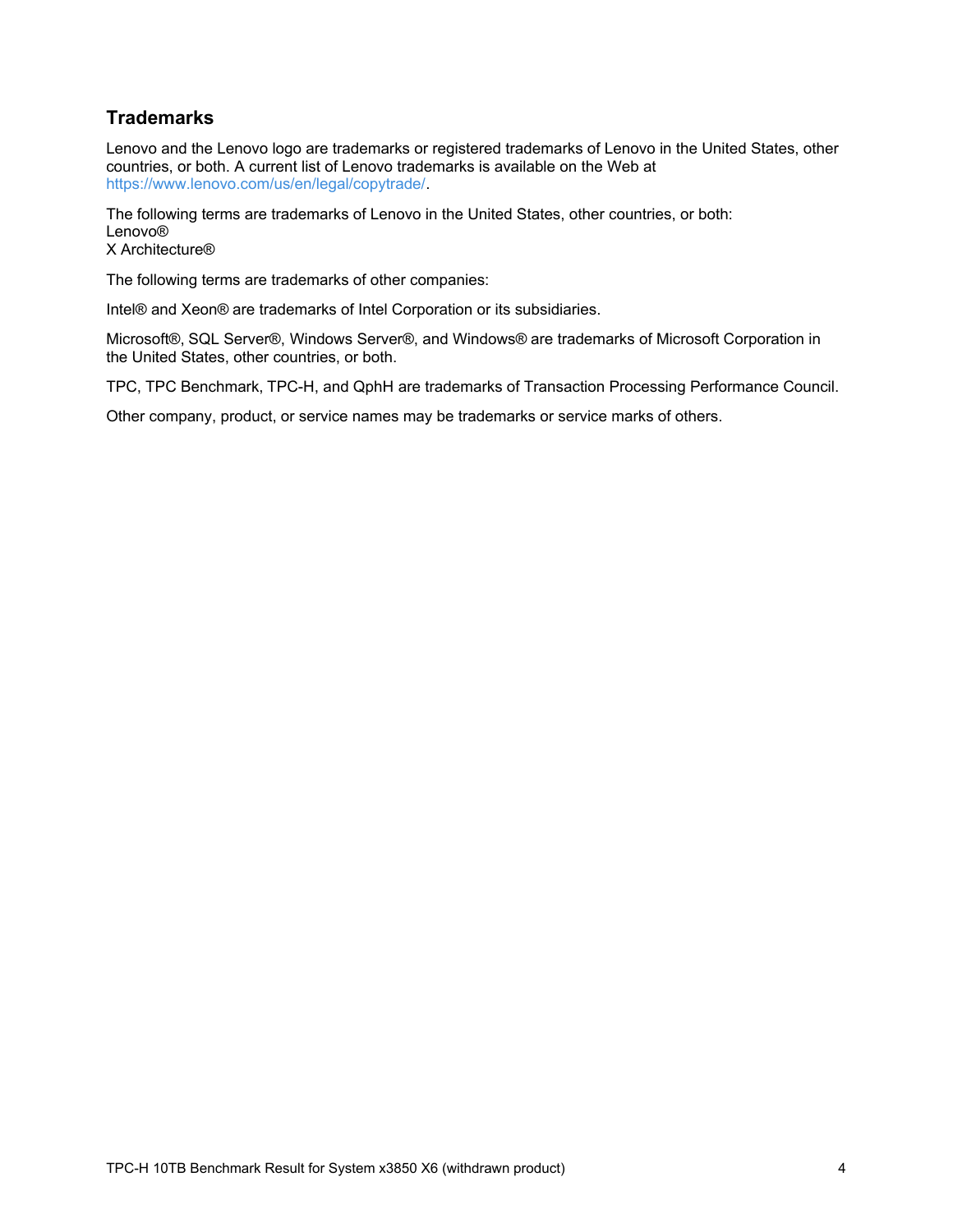## Trademarks

Lenovo and the Lenovo logo are trademarks or registered trademarks of Lenovo in the United States, other countries, or both. A current list of Lenovo trademarks is available on the Web at https://www.lenovo.com/us/en/legal/copytrade/.

The following terms are trademarks of Lenovo in the United States, other countries, or both:
Lenovo®
X Architecture®

The following terms are trademarks of other companies:

Intel® and Xeon® are trademarks of Intel Corporation or its subsidiaries.

Microsoft®, SQL Server®, Windows Server®, and Windows® are trademarks of Microsoft Corporation in the United States, other countries, or both.

TPC, TPC Benchmark, TPC-H, and QphH are trademarks of Transaction Processing Performance Council.

Other company, product, or service names may be trademarks or service marks of others.